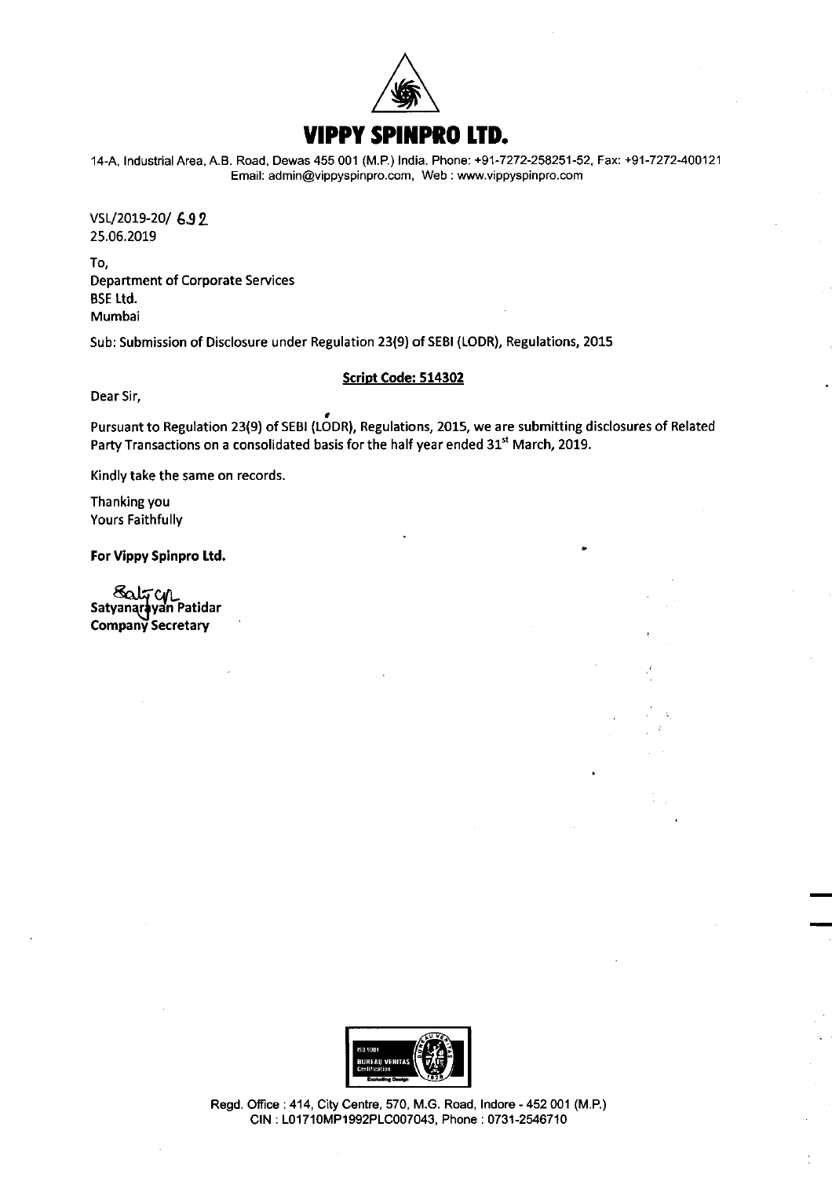# VIPPY SPINPRO LTD.

14-A, Industrial Area, A.B. Road, Dewas 455 001 (M.P.) India. Phone: +91-7272-258251-52, Fax: +91-7272-400121
Email: admin@vippyspinpro.com, Web : www.vippyspinpro.com

VSL/2019-20/ 692
25.06.2019

To,
Department of Corporate Services
BSE Ltd.
Mumbai

Sub: Submission of Disclosure under Regulation 23(9) of SEBI (LODR), Regulations, 2015

**Script Code: 514302**

Dear Sir,

Pursuant to Regulation 23(9) of SEBI (LODR), Regulations, 2015, we are submitting disclosures of Related Party Transactions on a consolidated basis for the half year ended 31st March, 2019.

Kindly take the same on records.

Thanking you
Yours Faithfully

**For Vippy Spinpro Ltd.**

Satyanarayan Patidar
**Company Secretary**

Regd. Office : 414, City Centre, 570, M.G. Road, Indore - 452 001 (M.P.)
CIN : L01710MP1992PLC007043, Phone : 0731-2546710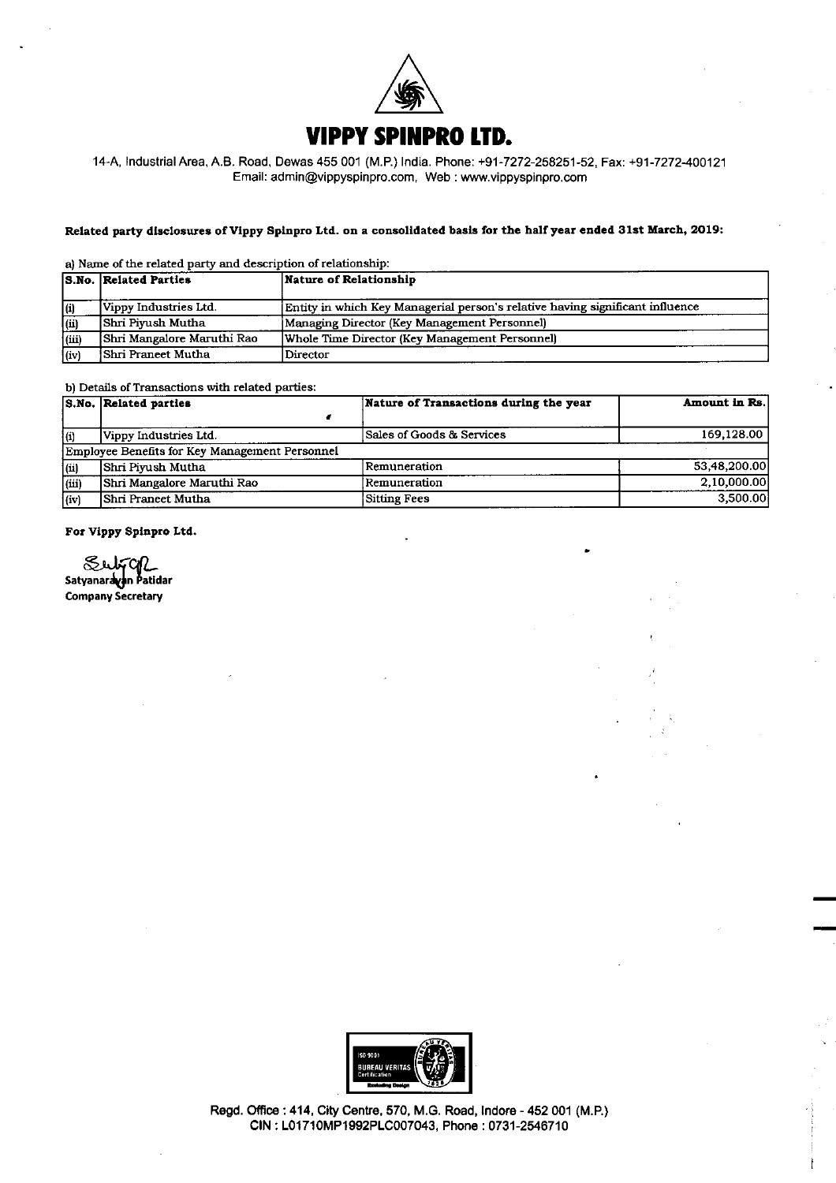# VIPPY SPINPRO LTD.

14-A, Industrial Area, A.B. Road, Dewas 455 001 (M.P.) India. Phone: +91-7272-258251-52, Fax: +91-7272-400121
Email: admin@vippyspinpro.com, Web : www.vippyspinpro.com

**Related party disclosures of Vippy Spinpro Ltd. on a consolidated basis for the half year ended 31st March, 2019:**

a) Name of the related party and description of relationship:

| S.No. | Related Parties | Nature of Relationship |
|---|---|---|
| (i) | Vippy Industries Ltd. | Entity in which Key Managerial person's relative having significant influence |
| (ii) | Shri Piyush Mutha | Managing Director (Key Management Personnel) |
| (iii) | Shri Mangalore Maruthi Rao | Whole Time Director (Key Management Personnel) |
| (iv) | Shri Praneet Mutha | Director |

b) Details of Transactions with related parties:

| S.No. | Related parties | Nature of Transactions during the year | Amount in Rs. |
|---|---|---|---|
| (i) | Vippy Industries Ltd. | Sales of Goods & Services | 169,128.00 |
| Employee Benefits for Key Management Personnel | | | |
| (ii) | Shri Piyush Mutha | Remuneration | 53,48,200.00 |
| (iii) | Shri Mangalore Maruthi Rao | Remuneration | 2,10,000.00 |
| (iv) | Shri Praneet Mutha | Sitting Fees | 3,500.00 |

**For Vippy Spinpro Ltd.**

Satyanarayan Patidar
**Company Secretary**

Regd. Office : 414, City Centre, 570, M.G. Road, Indore - 452 001 (M.P.)
CIN : L01710MP1992PLC007043, Phone : 0731-2546710